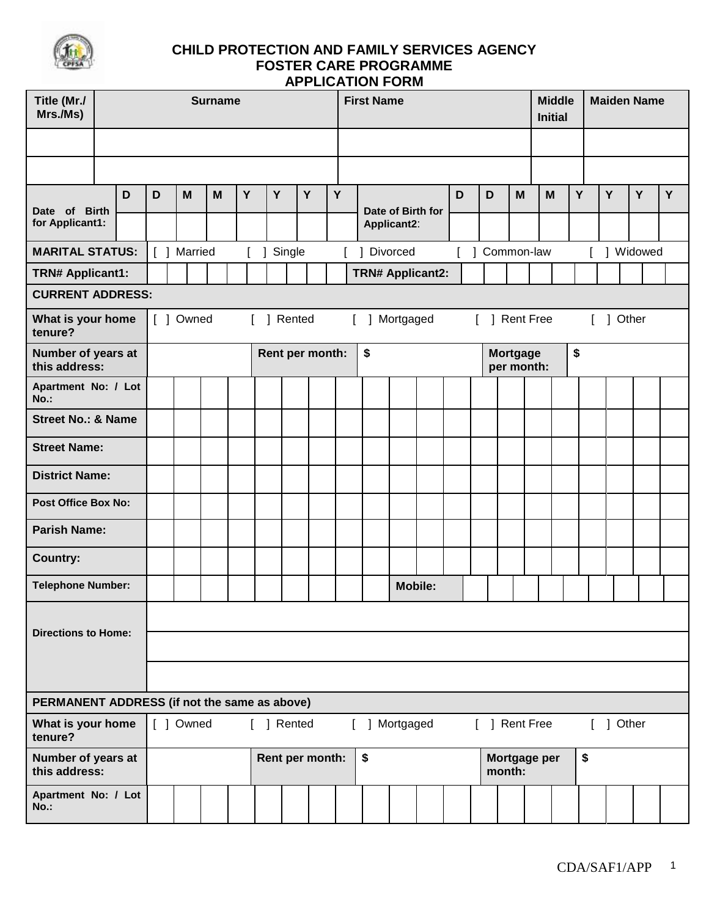# CHILD PROTECTION AND FAMILY SERVICES AGENCY
## FOSTER CARE PROGRAMME
## APPLICATION FORM

| Title (Mr./ Mrs./Ms) | Surname | First Name | Middle Initial | Maiden Name |
| --- | --- | --- | --- | --- |
| | | | | |
| | | | | |

| Date of Birth for Applicant1: | D | D | M | M | Y | Y | Y | Y | Date of Birth for Applicant2: | D | D | M | M | Y | Y | Y | Y |
| --- | --- | --- | --- | --- | --- | --- | --- | --- | --- | --- | --- | --- | --- | --- | --- | --- | --- |
| | | | | | | | | | | | | | | | | | |

| | |
| --- | --- |
| **MARITAL STATUS:** | [ ] Married [ ] Single [ ] Divorced [ ] Common-law [ ] Widowed |
| **TRN# Applicant1:** | **TRN# Applicant2:** |
| **CURRENT ADDRESS:** | |
| **What is your home tenure?** | [ ] Owned [ ] Rented [ ] Mortgaged [ ] Rent Free [ ] Other |
| **Number of years at this address:** | **Rent per month:** $ **Mortgage per month:** $ |
| **Apartment No: / Lot No.:** | |
| **Street No.: & Name** | |
| **Street Name:** | |
| **District Name:** | |
| **Post Office Box No:** | |
| **Parish Name:** | |
| **Country:** | |
| **Telephone Number:** | **Mobile:** |
| **Directions to Home:** | |
| | |
| | |
| **PERMANENT ADDRESS (if not the same as above)** | |
| **What is your home tenure?** | [ ] Owned [ ] Rented [ ] Mortgaged [ ] Rent Free [ ] Other |
| **Number of years at this address:** | **Rent per month:** $ **Mortgage per month:** $ |
| **Apartment No: / Lot No.:** | |

CDA/SAF1/APP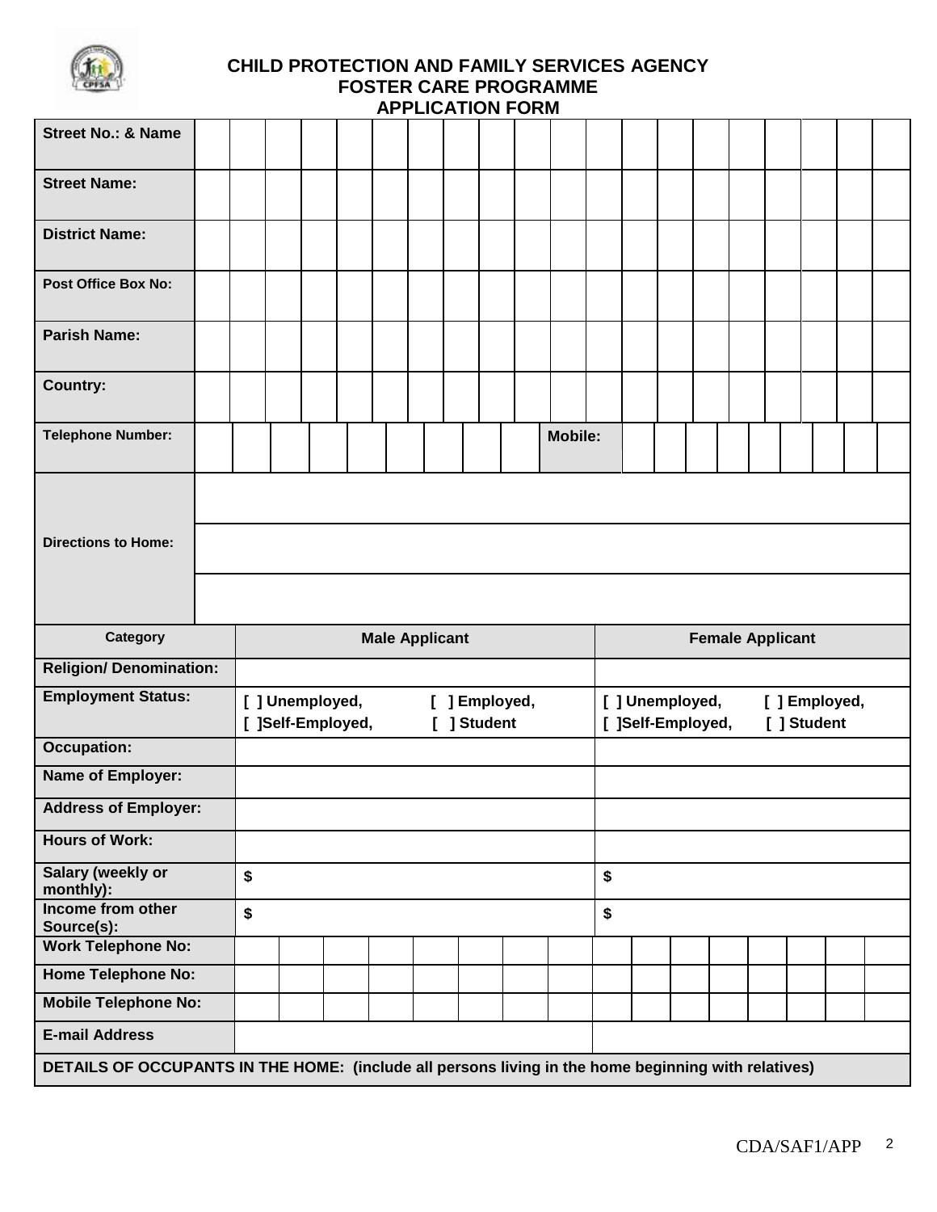# CHILD PROTECTION AND FAMILY SERVICES AGENCY
## FOSTER CARE PROGRAMME
## APPLICATION FORM

| Field | |
|---|---|
| **Street No.: & Name** | |
| **Street Name:** | |
| **District Name:** | |
| **Post Office Box No:** | |
| **Parish Name:** | |
| **Country:** | |
| **Telephone Number:** | |
| **Mobile:** | |
| **Directions to Home:** | |
| | |
| | |

| Category | Male Applicant | Female Applicant |
|---|---|---|
| **Religion/ Denomination:** | | |
| **Employment Status:** | [ ] Unemployed, [ ] Employed, [ ]Self-Employed, [ ] Student | [ ] Unemployed, [ ] Employed, [ ]Self-Employed, [ ] Student |
| **Occupation:** | | |
| **Name of Employer:** | | |
| **Address of Employer:** | | |
| **Hours of Work:** | | |
| **Salary (weekly or monthly):** | $ | $ |
| **Income from other Source(s):** | $ | $ |
| **Work Telephone No:** | | |
| **Home Telephone No:** | | |
| **Mobile Telephone No:** | | |
| **E-mail Address** | | |

**DETAILS OF OCCUPANTS IN THE HOME: (include all persons living in the home beginning with relatives)**

CDA/SAF1/APP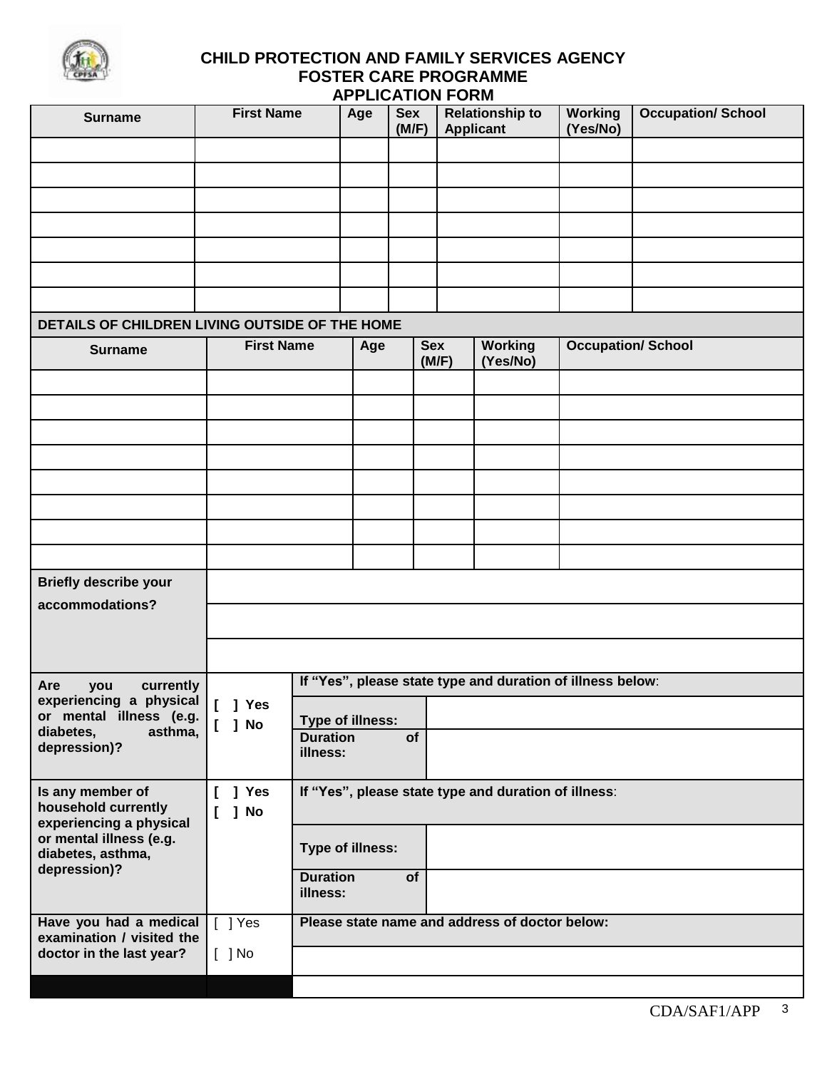# CHILD PROTECTION AND FAMILY SERVICES AGENCY
## FOSTER CARE PROGRAMME
## APPLICATION FORM

| Surname | First Name | Age | Sex (M/F) | Relationship to Applicant | Working (Yes/No) | Occupation/ School |
|---|---|---|---|---|---|---|
| | | | | | | |
| | | | | | | |
| | | | | | | |
| | | | | | | |
| | | | | | | |
| | | | | | | |
| | | | | | | |

**DETAILS OF CHILDREN LIVING OUTSIDE OF THE HOME**

| Surname | First Name | Age | Sex (M/F) | Working (Yes/No) | Occupation/ School |
|---|---|---|---|---|---|
| | | | | | |
| | | | | | |
| | | | | | |
| | | | | | |
| | | | | | |
| | | | | | |
| | | | | | |
| | | | | | |

| **Briefly describe your accommodations?** | |
|---|---|
| | |
| | |

| **Are you currently experiencing a physical or mental illness (e.g. diabetes, asthma, depression)?** | [ ] Yes<br>[ ] No | **If "Yes", please state type and duration of illness below:** | |
|---|---|---|---|
| | | **Type of illness:** | |
| | | **Duration of illness:** | |
| **Is any member of household currently experiencing a physical or mental illness (e.g. diabetes, asthma, depression)?** | [ ] Yes<br>[ ] No | **If "Yes", please state type and duration of illness:** | |
| | | **Type of illness:** | |
| | | **Duration of illness:** | |
| **Have you had a medical examination / visited the doctor in the last year?** | [ ] Yes<br>[ ] No | **Please state name and address of doctor below:** | |
| | | | |
| | | | |

CDA/SAF1/APP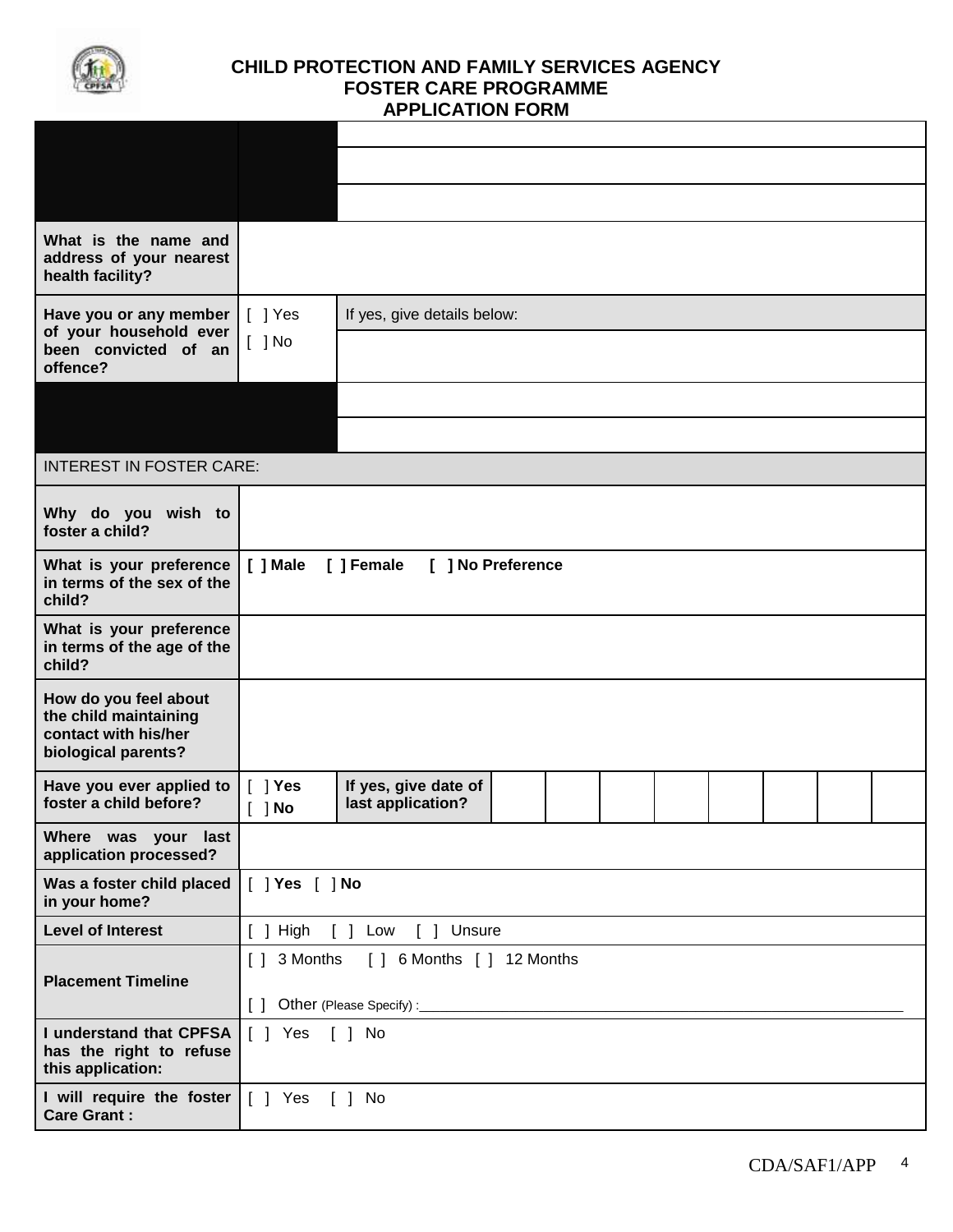# CHILD PROTECTION AND FAMILY SERVICES AGENCY
## FOSTER CARE PROGRAMME
## APPLICATION FORM

| | | |
|---|---|---|
| | | |
| | | |
| | | |
| **What is the name and address of your nearest health facility?** | | |
| **Have you or any member of your household ever been convicted of an offence?** | [ ] Yes<br>[ ] No | If yes, give details below: |
| | | |
| | | |
| INTEREST IN FOSTER CARE: | | |
| **Why do you wish to foster a child?** | | |
| **What is your preference in terms of the sex of the child?** | **[ ] Male [ ] Female [ ] No Preference** | |
| **What is your preference in terms of the age of the child?** | | |
| **How do you feel about the child maintaining contact with his/her biological parents?** | | |
| **Have you ever applied to foster a child before?** | [ ] **Yes**<br>[ ] **No** | **If yes, give date of last application?** |
| **Where was your last application processed?** | | |
| **Was a foster child placed in your home?** | [ ] **Yes** [ ] **No** | |
| **Level of Interest** | [ ] High [ ] Low [ ] Unsure | |
| **Placement Timeline** | [ ] 3 Months [ ] 6 Months [ ] 12 Months<br>[ ] Other (Please Specify) :________________ | |
| **I understand that CPFSA has the right to refuse this application:** | [ ] Yes [ ] No | |
| **I will require the foster Care Grant :** | [ ] Yes [ ] No | |

CDA/SAF1/APP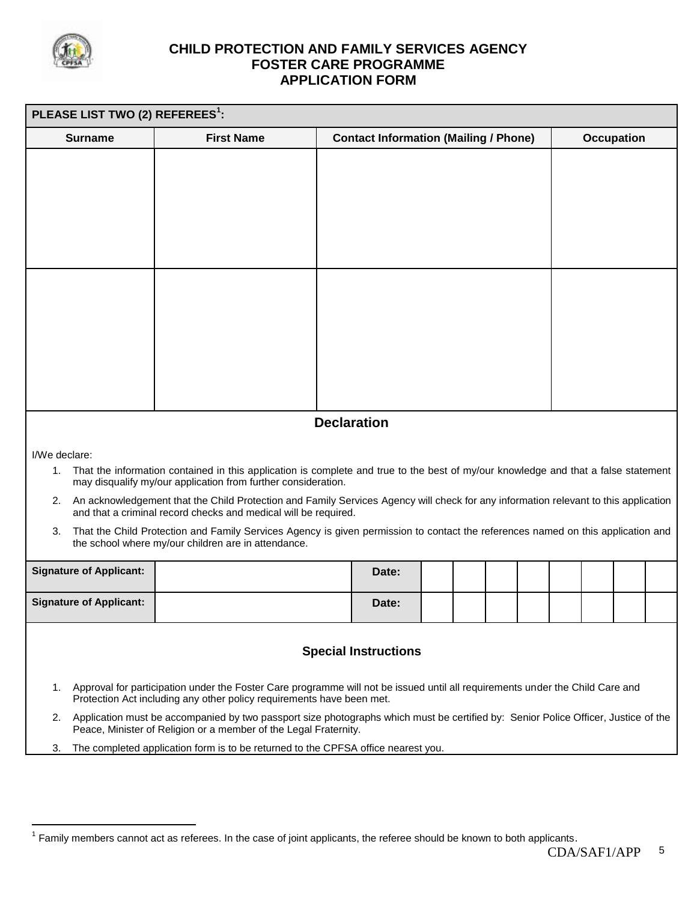# CHILD PROTECTION AND FAMILY SERVICES AGENCY
## FOSTER CARE PROGRAMME
## APPLICATION FORM

**PLEASE LIST TWO (2) REFEREES[1]:**

| Surname | First Name | Contact Information (Mailing / Phone) | Occupation |
|---|---|---|---|
| | | | |
| | | | |

### Declaration

I/We declare:

1. That the information contained in this application is complete and true to the best of my/our knowledge and that a false statement may disqualify my/our application from further consideration.
2. An acknowledgement that the Child Protection and Family Services Agency will check for any information relevant to this application and that a criminal record checks and medical will be required.
3. That the Child Protection and Family Services Agency is given permission to contact the references named on this application and the school where my/our children are in attendance.

| **Signature of Applicant:** | | **Date:** | | | | | | | | |
|---|---|---|---|---|---|---|---|---|---|---|
| **Signature of Applicant:** | | **Date:** | | | | | | | | |

### Special Instructions

1. Approval for participation under the Foster Care programme will not be issued until all requirements under the Child Care and Protection Act including any other policy requirements have been met.
2. Application must be accompanied by two passport size photographs which must be certified by: Senior Police Officer, Justice of the Peace, Minister of Religion or a member of the Legal Fraternity.
3. The completed application form is to be returned to the CPFSA office nearest you.

[1] Family members cannot act as referees. In the case of joint applicants, the referee should be known to both applicants.

CDA/SAF1/APP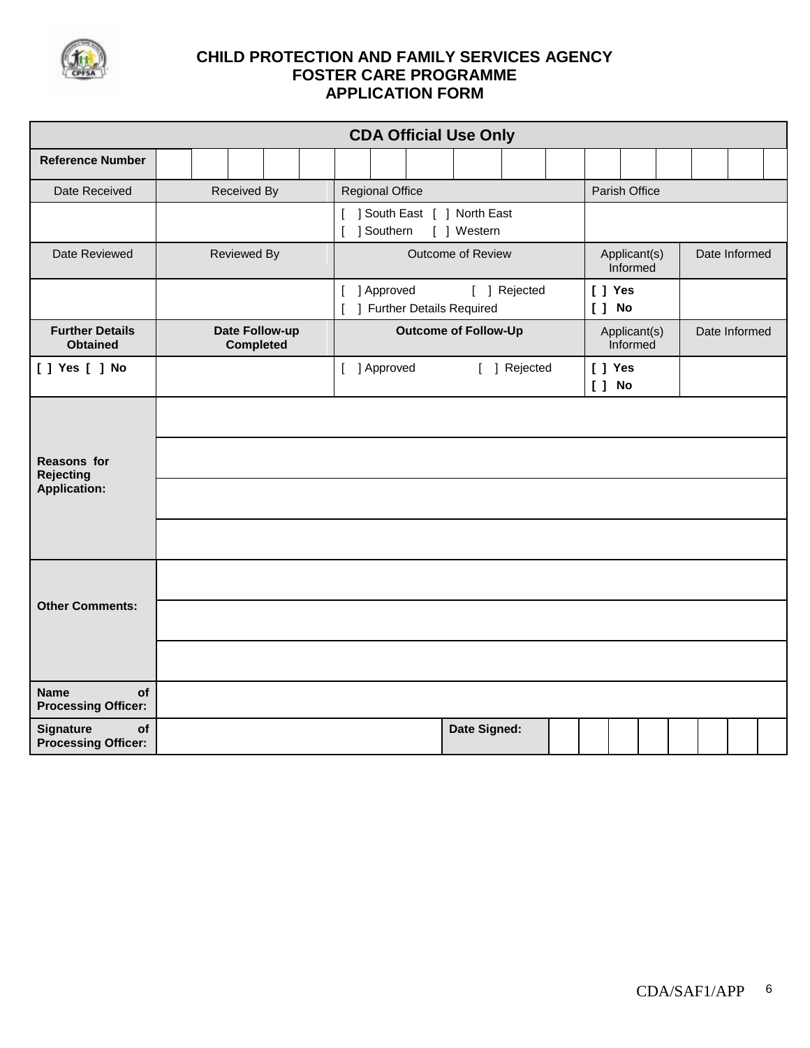**CHILD PROTECTION AND FAMILY SERVICES AGENCY**
**FOSTER CARE PROGRAMME**
**APPLICATION FORM**

| **CDA Official Use Only** | | | | | |
|---|---|---|---|---|---|
| **Reference Number** | | | | | |
| Date Received | Received By | Regional Office | | Parish Office | |
| | | [ ] South East [ ] North East<br>[ ] Southern [ ] Western | | | |
| Date Reviewed | Reviewed By | Outcome of Review | | Applicant(s) Informed | Date Informed |
| | | [ ] Approved [ ] Rejected<br>[ ] Further Details Required | | [ ] Yes<br>[ ] No | |
| **Further Details Obtained** | **Date Follow-up Completed** | **Outcome of Follow-Up** | | Applicant(s) Informed | Date Informed |
| [ ] Yes [ ] No | | [ ] Approved [ ] Rejected | | [ ] Yes<br>[ ] No | |
| **Reasons for Rejecting Application:** | | | | | |
| **Other Comments:** | | | | | |
| **Name of Processing Officer:** | | | | | |
| **Signature of Processing Officer:** | | | **Date Signed:** | | |

CDA/SAF1/APP